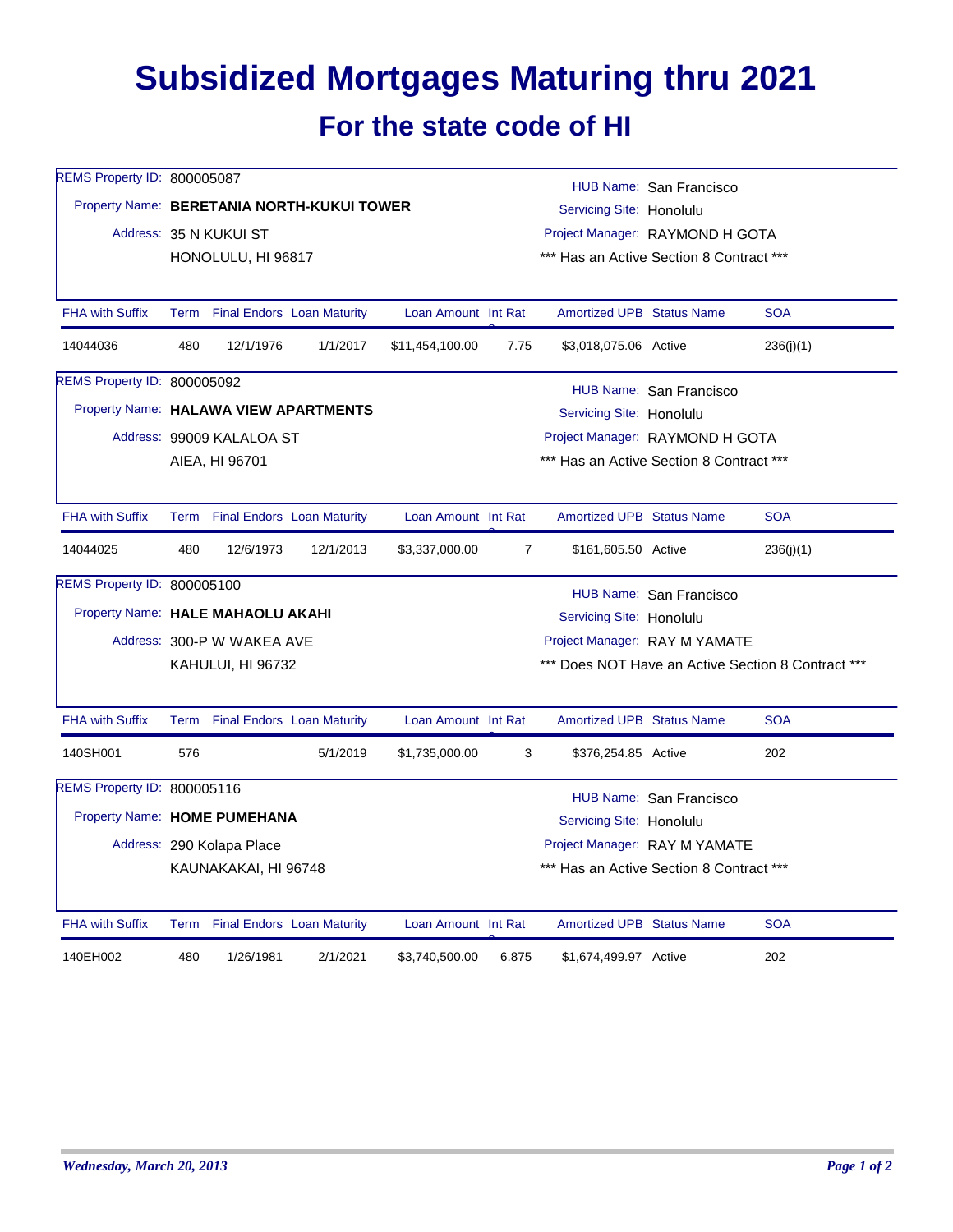# Subsidized Mortgages Maturing thru 2021

## For the state code of HI

REMS Property ID: 800005087
Property Name: **BERETANIA NORTH-KUKUI TOWER**
Address: 35 N KUKUI ST
HONOLULU, HI 96817

HUB Name: San Francisco
Servicing Site: Honolulu
Project Manager: RAYMOND H GOTA
*** Has an Active Section 8 Contract ***

| FHA with Suffix | Term | Final Endors | Loan Maturity | Loan Amount | Int Rate | Amortized UPB | Status Name | SOA |
|---|---|---|---|---|---|---|---|---|
| 14044036 | 480 | 12/1/1976 | 1/1/2017 | $11,454,100.00 | 7.75 | $3,018,075.06 | Active | 236(j)(1) |

REMS Property ID: 800005092
Property Name: **HALAWA VIEW APARTMENTS**
Address: 99009 KALALOA ST
AIEA, HI 96701

HUB Name: San Francisco
Servicing Site: Honolulu
Project Manager: RAYMOND H GOTA
*** Has an Active Section 8 Contract ***

| FHA with Suffix | Term | Final Endors | Loan Maturity | Loan Amount | Int Rate | Amortized UPB | Status Name | SOA |
|---|---|---|---|---|---|---|---|---|
| 14044025 | 480 | 12/6/1973 | 12/1/2013 | $3,337,000.00 | 7 | $161,605.50 | Active | 236(j)(1) |

REMS Property ID: 800005100
Property Name: **HALE MAHAOLU AKAHI**
Address: 300-P W WAKEA AVE
KAHULUI, HI 96732

HUB Name: San Francisco
Servicing Site: Honolulu
Project Manager: RAY M YAMATE
*** Does NOT Have an Active Section 8 Contract ***

| FHA with Suffix | Term | Final Endors | Loan Maturity | Loan Amount | Int Rate | Amortized UPB | Status Name | SOA |
|---|---|---|---|---|---|---|---|---|
| 140SH001 | 576 | | 5/1/2019 | $1,735,000.00 | 3 | $376,254.85 | Active | 202 |

REMS Property ID: 800005116
Property Name: **HOME PUMEHANA**
Address: 290 Kolapa Place
KAUNAKAKAI, HI 96748

HUB Name: San Francisco
Servicing Site: Honolulu
Project Manager: RAY M YAMATE
*** Has an Active Section 8 Contract ***

| FHA with Suffix | Term | Final Endors | Loan Maturity | Loan Amount | Int Rate | Amortized UPB | Status Name | SOA |
|---|---|---|---|---|---|---|---|---|
| 140EH002 | 480 | 1/26/1981 | 2/1/2021 | $3,740,500.00 | 6.875 | $1,674,499.97 | Active | 202 |

*Wednesday, March 20, 2013*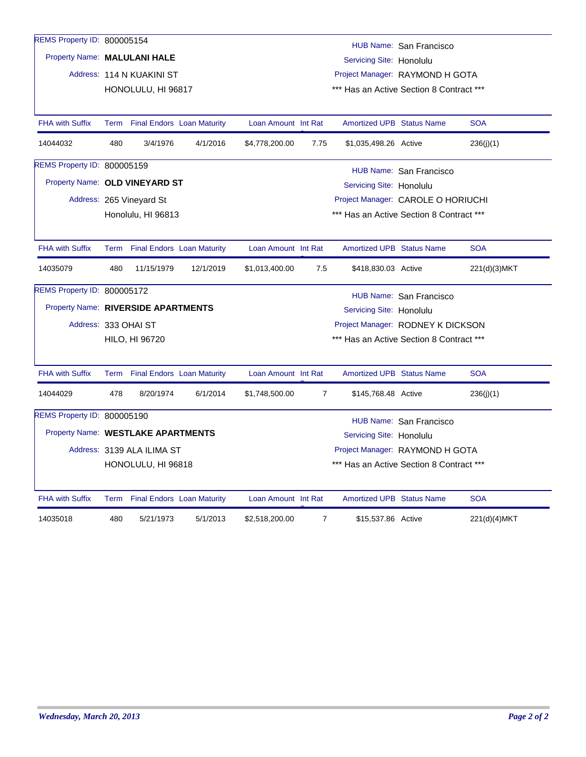REMS Property ID: 800005154

Property Name: **MALULANI HALE**

Address: 114 N KUAKINI ST
HONOLULU, HI 96817

HUB Name: San Francisco
Servicing Site: Honolulu
Project Manager: RAYMOND H GOTA
*** Has an Active Section 8 Contract ***

| FHA with Suffix | Term | Final Endors | Loan Maturity | Loan Amount | Int Rate | Amortized UPB | Status Name | SOA |
|---|---|---|---|---|---|---|---|---|
| 14044032 | 480 | 3/4/1976 | 4/1/2016 | $4,778,200.00 | 7.75 | $1,035,498.26 | Active | 236(j)(1) |

REMS Property ID: 800005159

Property Name: **OLD VINEYARD ST**

Address: 265 Vineyard St
Honolulu, HI 96813

HUB Name: San Francisco
Servicing Site: Honolulu
Project Manager: CAROLE O HORIUCHI
*** Has an Active Section 8 Contract ***

| FHA with Suffix | Term | Final Endors | Loan Maturity | Loan Amount | Int Rate | Amortized UPB | Status Name | SOA |
|---|---|---|---|---|---|---|---|---|
| 14035079 | 480 | 11/15/1979 | 12/1/2019 | $1,013,400.00 | 7.5 | $418,830.03 | Active | 221(d)(3)MKT |

REMS Property ID: 800005172

Property Name: **RIVERSIDE APARTMENTS**

Address: 333 OHAI ST
HILO, HI 96720

HUB Name: San Francisco
Servicing Site: Honolulu
Project Manager: RODNEY K DICKSON
*** Has an Active Section 8 Contract ***

| FHA with Suffix | Term | Final Endors | Loan Maturity | Loan Amount | Int Rate | Amortized UPB | Status Name | SOA |
|---|---|---|---|---|---|---|---|---|
| 14044029 | 478 | 8/20/1974 | 6/1/2014 | $1,748,500.00 | 7 | $145,768.48 | Active | 236(j)(1) |

REMS Property ID: 800005190

Property Name: **WESTLAKE APARTMENTS**

Address: 3139 ALA ILIMA ST
HONOLULU, HI 96818

HUB Name: San Francisco
Servicing Site: Honolulu
Project Manager: RAYMOND H GOTA
*** Has an Active Section 8 Contract ***

| FHA with Suffix | Term | Final Endors | Loan Maturity | Loan Amount | Int Rate | Amortized UPB | Status Name | SOA |
|---|---|---|---|---|---|---|---|---|
| 14035018 | 480 | 5/21/1973 | 5/1/2013 | $2,518,200.00 | 7 | $15,537.86 | Active | 221(d)(4)MKT |

*Wednesday, March 20, 2013*